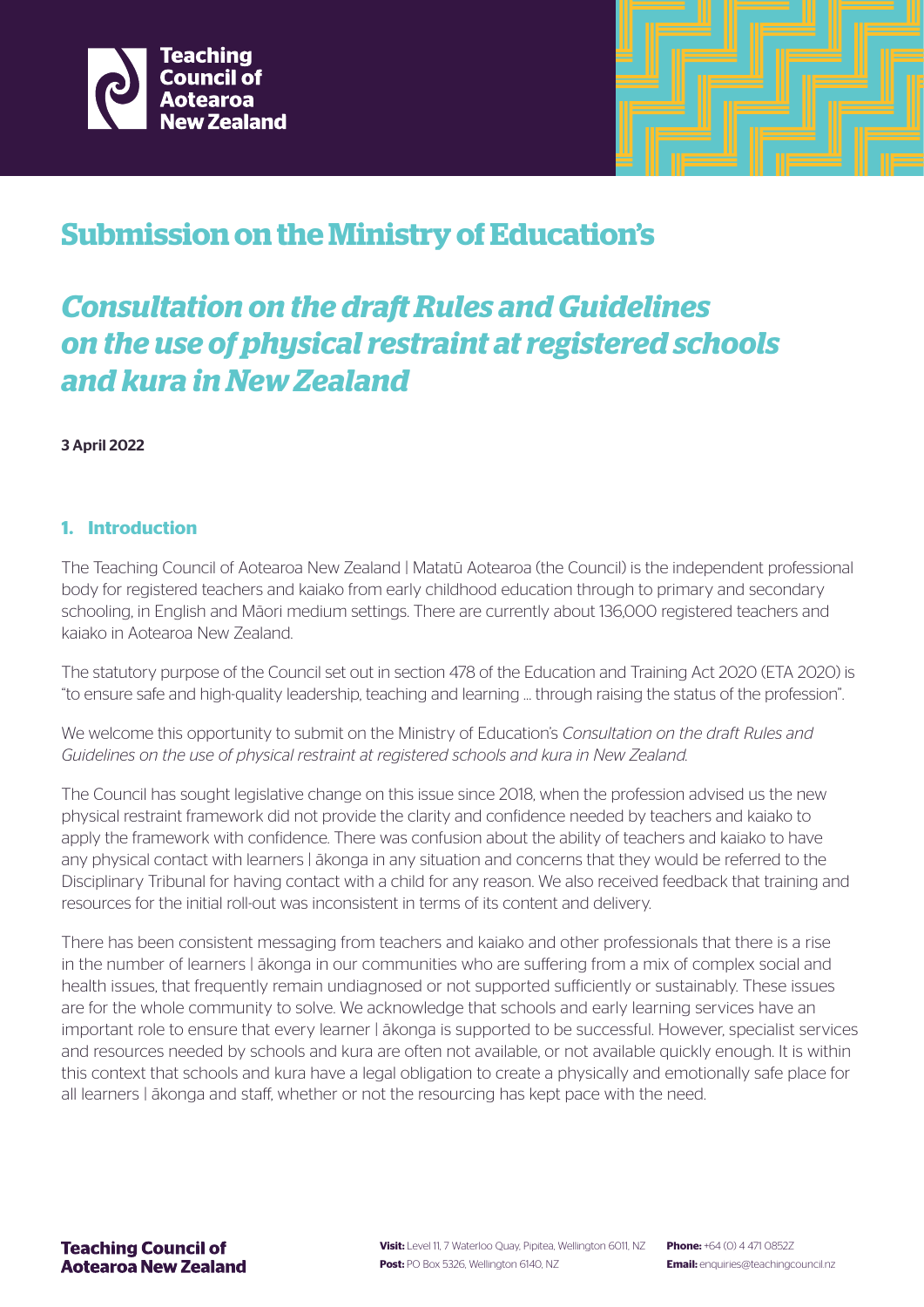# Submission on the Ministry of Education's

## *Consultation on the draft Rules and Guidelines on the use of physical restraint at registered schools and kura in New Zealand*

**3 April 2022**

### 1. Introduction

The Teaching Council of Aotearoa New Zealand | Matatū Aotearoa (the Council) is the independent professional body for registered teachers and kaiako from early childhood education through to primary and secondary schooling, in English and Māori medium settings. There are currently about 136,000 registered teachers and kaiako in Aotearoa New Zealand.

The statutory purpose of the Council set out in section 478 of the Education and Training Act 2020 (ETA 2020) is "to ensure safe and high-quality leadership, teaching and learning … through raising the status of the profession".

We welcome this opportunity to submit on the Ministry of Education's *Consultation on the draft Rules and Guidelines on the use of physical restraint at registered schools and kura in New Zealand.*

The Council has sought legislative change on this issue since 2018, when the profession advised us the new physical restraint framework did not provide the clarity and confidence needed by teachers and kaiako to apply the framework with confidence. There was confusion about the ability of teachers and kaiako to have any physical contact with learners | ākonga in any situation and concerns that they would be referred to the Disciplinary Tribunal for having contact with a child for any reason. We also received feedback that training and resources for the initial roll-out was inconsistent in terms of its content and delivery.

There has been consistent messaging from teachers and kaiako and other professionals that there is a rise in the number of learners | ākonga in our communities who are suffering from a mix of complex social and health issues, that frequently remain undiagnosed or not supported sufficiently or sustainably. These issues are for the whole community to solve. We acknowledge that schools and early learning services have an important role to ensure that every learner | ākonga is supported to be successful. However, specialist services and resources needed by schools and kura are often not available, or not available quickly enough. It is within this context that schools and kura have a legal obligation to create a physically and emotionally safe place for all learners | ākonga and staff, whether or not the resourcing has kept pace with the need.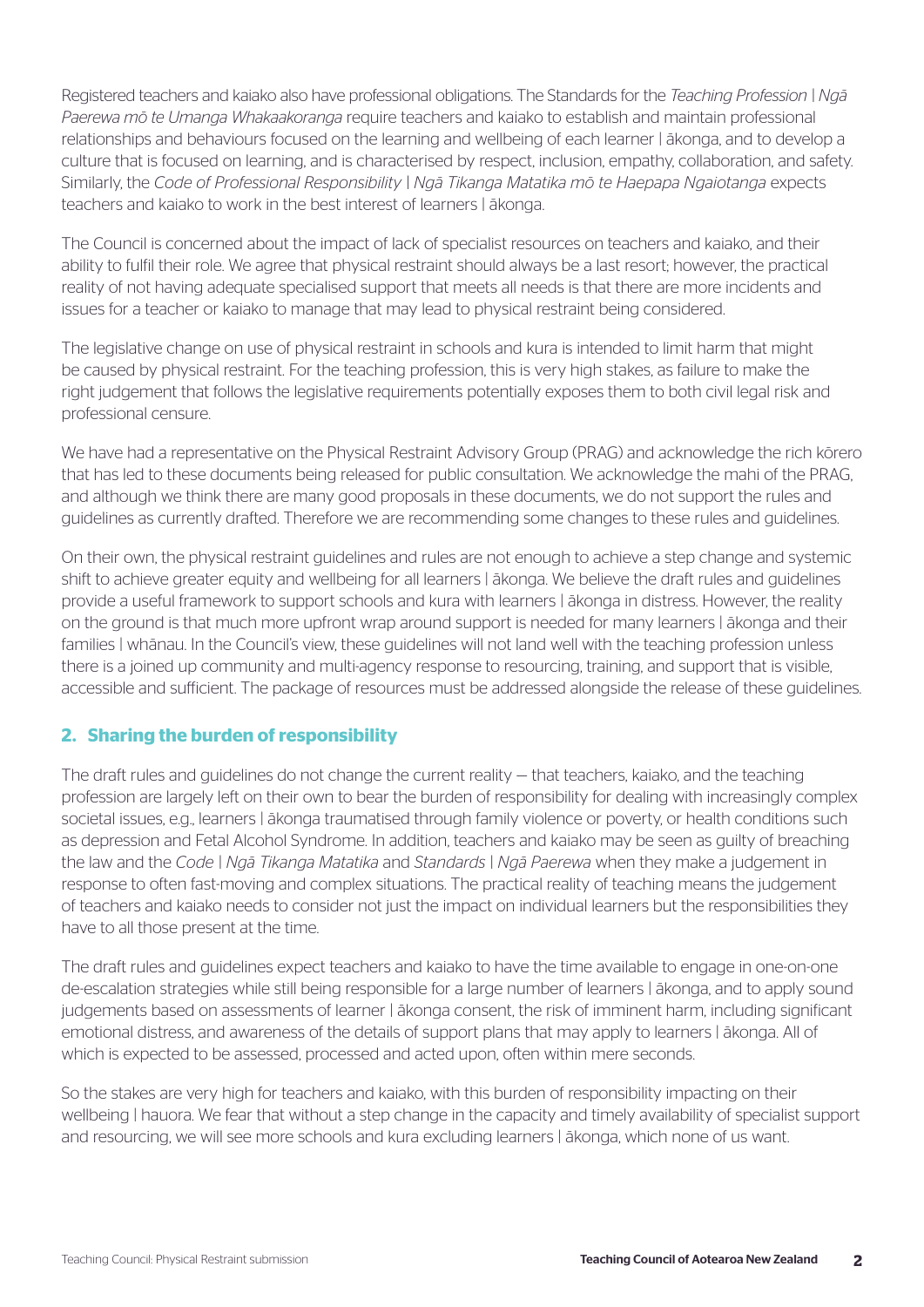Registered teachers and kaiako also have professional obligations. The Standards for the *Teaching Profession | Ngā Paerewa mō te Umanga Whakaakoranga* require teachers and kaiako to establish and maintain professional relationships and behaviours focused on the learning and wellbeing of each learner | ākonga, and to develop a culture that is focused on learning, and is characterised by respect, inclusion, empathy, collaboration, and safety. Similarly, the *Code of Professional Responsibility | Ngā Tikanga Matatika mō te Haepapa Ngaiotanga* expects teachers and kaiako to work in the best interest of learners | ākonga.

The Council is concerned about the impact of lack of specialist resources on teachers and kaiako, and their ability to fulfil their role. We agree that physical restraint should always be a last resort; however, the practical reality of not having adequate specialised support that meets all needs is that there are more incidents and issues for a teacher or kaiako to manage that may lead to physical restraint being considered.

The legislative change on use of physical restraint in schools and kura is intended to limit harm that might be caused by physical restraint. For the teaching profession, this is very high stakes, as failure to make the right judgement that follows the legislative requirements potentially exposes them to both civil legal risk and professional censure.

We have had a representative on the Physical Restraint Advisory Group (PRAG) and acknowledge the rich kōrero that has led to these documents being released for public consultation. We acknowledge the mahi of the PRAG, and although we think there are many good proposals in these documents, we do not support the rules and guidelines as currently drafted. Therefore we are recommending some changes to these rules and guidelines.

On their own, the physical restraint guidelines and rules are not enough to achieve a step change and systemic shift to achieve greater equity and wellbeing for all learners | ākonga. We believe the draft rules and guidelines provide a useful framework to support schools and kura with learners | ākonga in distress. However, the reality on the ground is that much more upfront wrap around support is needed for many learners | ākonga and their families | whānau. In the Council's view, these guidelines will not land well with the teaching profession unless there is a joined up community and multi-agency response to resourcing, training, and support that is visible, accessible and sufficient. The package of resources must be addressed alongside the release of these guidelines.

## 2. Sharing the burden of responsibility

The draft rules and guidelines do not change the current reality – that teachers, kaiako, and the teaching profession are largely left on their own to bear the burden of responsibility for dealing with increasingly complex societal issues, e.g., learners | ākonga traumatised through family violence or poverty, or health conditions such as depression and Fetal Alcohol Syndrome. In addition, teachers and kaiako may be seen as guilty of breaching the law and the *Code | Ngā Tikanga Matatika* and *Standards | Ngā Paerewa* when they make a judgement in response to often fast-moving and complex situations. The practical reality of teaching means the judgement of teachers and kaiako needs to consider not just the impact on individual learners but the responsibilities they have to all those present at the time.

The draft rules and guidelines expect teachers and kaiako to have the time available to engage in one-on-one de-escalation strategies while still being responsible for a large number of learners | ākonga, and to apply sound judgements based on assessments of learner | ākonga consent, the risk of imminent harm, including significant emotional distress, and awareness of the details of support plans that may apply to learners | ākonga. All of which is expected to be assessed, processed and acted upon, often within mere seconds.

So the stakes are very high for teachers and kaiako, with this burden of responsibility impacting on their wellbeing | hauora. We fear that without a step change in the capacity and timely availability of specialist support and resourcing, we will see more schools and kura excluding learners | ākonga, which none of us want.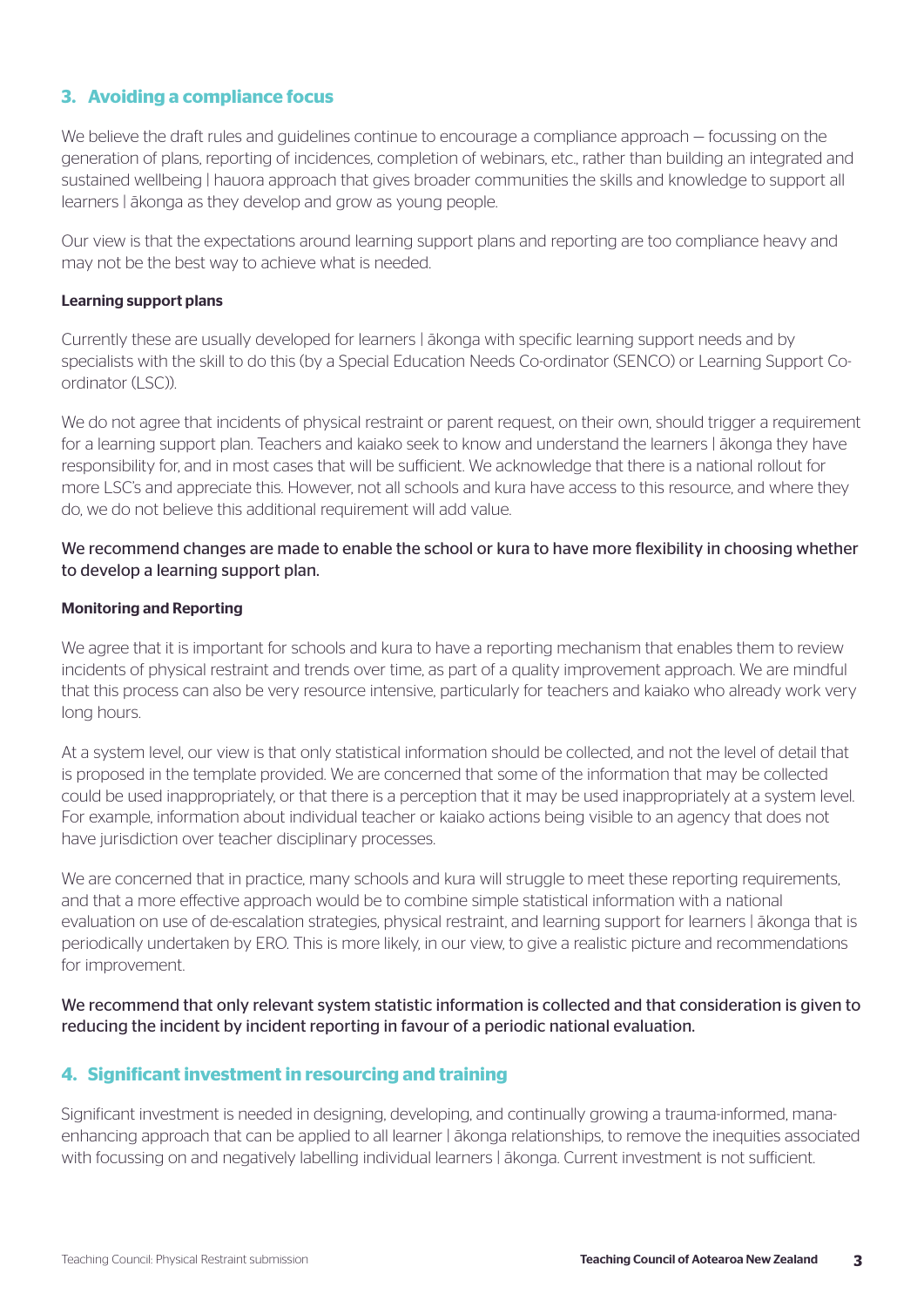## 3. Avoiding a compliance focus

We believe the draft rules and guidelines continue to encourage a compliance approach – focussing on the generation of plans, reporting of incidences, completion of webinars, etc., rather than building an integrated and sustained wellbeing | hauora approach that gives broader communities the skills and knowledge to support all learners | ākonga as they develop and grow as young people.

Our view is that the expectations around learning support plans and reporting are too compliance heavy and may not be the best way to achieve what is needed.

#### Learning support plans

Currently these are usually developed for learners | ākonga with specific learning support needs and by specialists with the skill to do this (by a Special Education Needs Co-ordinator (SENCO) or Learning Support Co-ordinator (LSC)).

We do not agree that incidents of physical restraint or parent request, on their own, should trigger a requirement for a learning support plan. Teachers and kaiako seek to know and understand the learners | ākonga they have responsibility for, and in most cases that will be sufficient. We acknowledge that there is a national rollout for more LSC's and appreciate this. However, not all schools and kura have access to this resource, and where they do, we do not believe this additional requirement will add value.

We recommend changes are made to enable the school or kura to have more flexibility in choosing whether to develop a learning support plan.

#### Monitoring and Reporting

We agree that it is important for schools and kura to have a reporting mechanism that enables them to review incidents of physical restraint and trends over time, as part of a quality improvement approach. We are mindful that this process can also be very resource intensive, particularly for teachers and kaiako who already work very long hours.

At a system level, our view is that only statistical information should be collected, and not the level of detail that is proposed in the template provided. We are concerned that some of the information that may be collected could be used inappropriately, or that there is a perception that it may be used inappropriately at a system level. For example, information about individual teacher or kaiako actions being visible to an agency that does not have jurisdiction over teacher disciplinary processes.

We are concerned that in practice, many schools and kura will struggle to meet these reporting requirements, and that a more effective approach would be to combine simple statistical information with a national evaluation on use of de-escalation strategies, physical restraint, and learning support for learners | ākonga that is periodically undertaken by ERO. This is more likely, in our view, to give a realistic picture and recommendations for improvement.

We recommend that only relevant system statistic information is collected and that consideration is given to reducing the incident by incident reporting in favour of a periodic national evaluation.

## 4. Significant investment in resourcing and training

Significant investment is needed in designing, developing, and continually growing a trauma-informed, mana-enhancing approach that can be applied to all learner | ākonga relationships, to remove the inequities associated with focussing on and negatively labelling individual learners | ākonga. Current investment is not sufficient.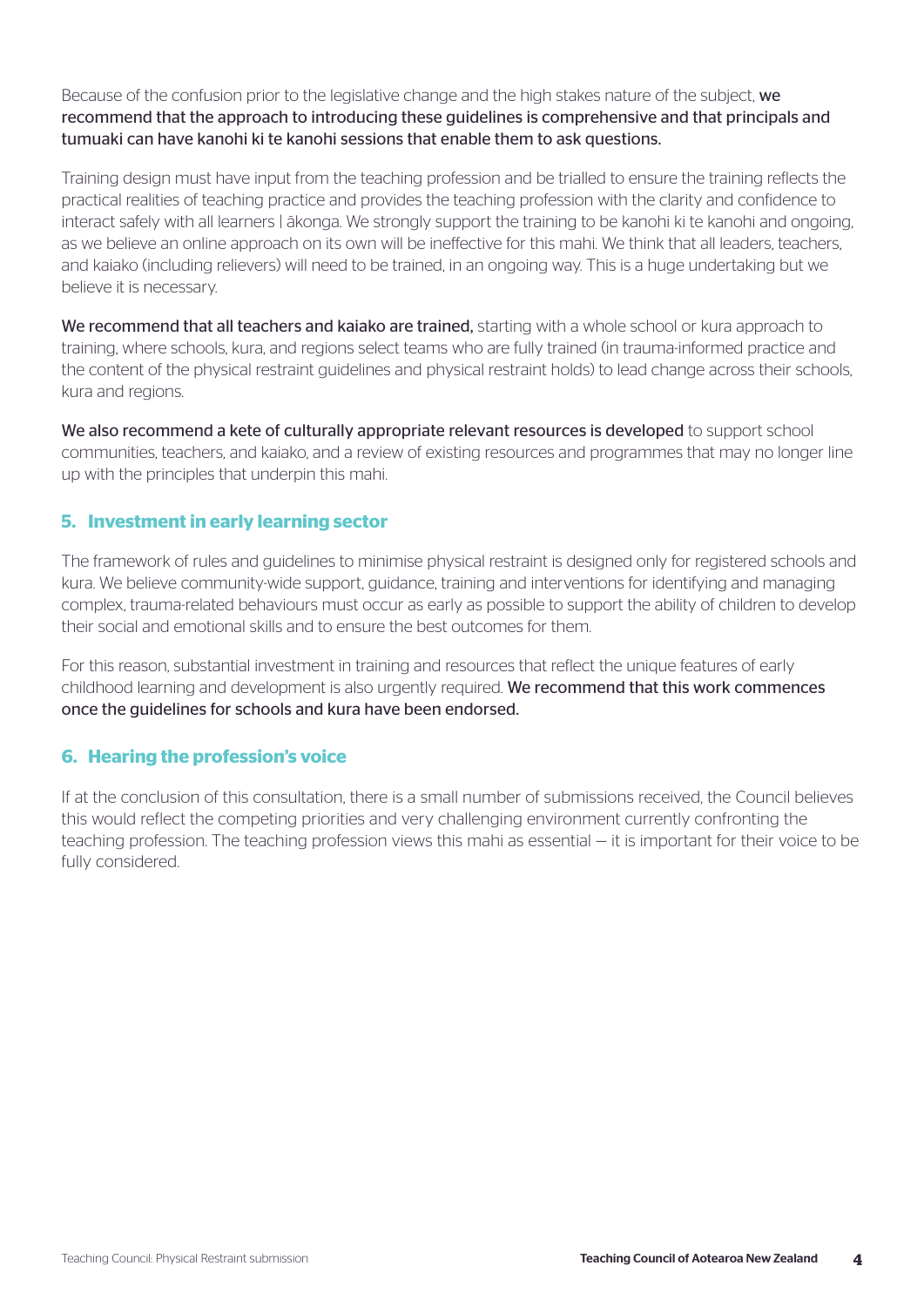Because of the confusion prior to the legislative change and the high stakes nature of the subject, **we recommend that the approach to introducing these guidelines is comprehensive and that principals and tumuaki can have kanohi ki te kanohi sessions that enable them to ask questions.**

Training design must have input from the teaching profession and be trialled to ensure the training reflects the practical realities of teaching practice and provides the teaching profession with the clarity and confidence to interact safely with all learners | ākonga. We strongly support the training to be kanohi ki te kanohi and ongoing, as we believe an online approach on its own will be ineffective for this mahi. We think that all leaders, teachers, and kaiako (including relievers) will need to be trained, in an ongoing way. This is a huge undertaking but we believe it is necessary.

**We recommend that all teachers and kaiako are trained,** starting with a whole school or kura approach to training, where schools, kura, and regions select teams who are fully trained (in trauma-informed practice and the content of the physical restraint guidelines and physical restraint holds) to lead change across their schools, kura and regions.

**We also recommend a kete of culturally appropriate relevant resources is developed** to support school communities, teachers, and kaiako, and a review of existing resources and programmes that may no longer line up with the principles that underpin this mahi.

## 5. Investment in early learning sector

The framework of rules and guidelines to minimise physical restraint is designed only for registered schools and kura. We believe community-wide support, guidance, training and interventions for identifying and managing complex, trauma-related behaviours must occur as early as possible to support the ability of children to develop their social and emotional skills and to ensure the best outcomes for them.

For this reason, substantial investment in training and resources that reflect the unique features of early childhood learning and development is also urgently required. **We recommend that this work commences once the guidelines for schools and kura have been endorsed.**

## 6. Hearing the profession's voice

If at the conclusion of this consultation, there is a small number of submissions received, the Council believes this would reflect the competing priorities and very challenging environment currently confronting the teaching profession. The teaching profession views this mahi as essential – it is important for their voice to be fully considered.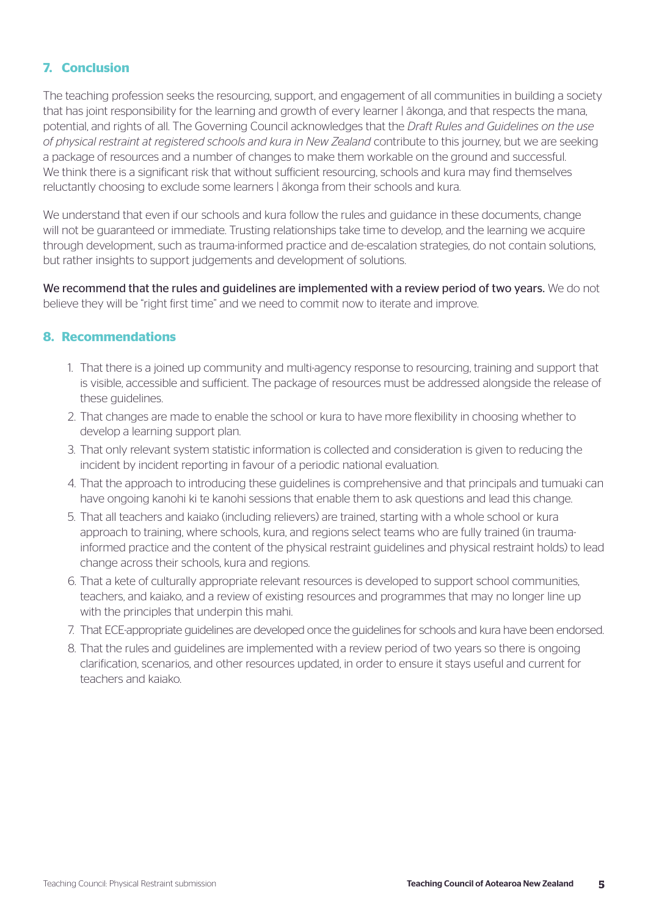## 7. Conclusion

The teaching profession seeks the resourcing, support, and engagement of all communities in building a society that has joint responsibility for the learning and growth of every learner | ākonga, and that respects the mana, potential, and rights of all. The Governing Council acknowledges that the *Draft Rules and Guidelines on the use of physical restraint at registered schools and kura in New Zealand* contribute to this journey, but we are seeking a package of resources and a number of changes to make them workable on the ground and successful. We think there is a significant risk that without sufficient resourcing, schools and kura may find themselves reluctantly choosing to exclude some learners | ākonga from their schools and kura.

We understand that even if our schools and kura follow the rules and guidance in these documents, change will not be guaranteed or immediate. Trusting relationships take time to develop, and the learning we acquire through development, such as trauma-informed practice and de-escalation strategies, do not contain solutions, but rather insights to support judgements and development of solutions.

We recommend that the rules and guidelines are implemented with a review period of two years. We do not believe they will be "right first time" and we need to commit now to iterate and improve.

## 8. Recommendations

1. That there is a joined up community and multi-agency response to resourcing, training and support that is visible, accessible and sufficient. The package of resources must be addressed alongside the release of these guidelines.
2. That changes are made to enable the school or kura to have more flexibility in choosing whether to develop a learning support plan.
3. That only relevant system statistic information is collected and consideration is given to reducing the incident by incident reporting in favour of a periodic national evaluation.
4. That the approach to introducing these guidelines is comprehensive and that principals and tumuaki can have ongoing kanohi ki te kanohi sessions that enable them to ask questions and lead this change.
5. That all teachers and kaiako (including relievers) are trained, starting with a whole school or kura approach to training, where schools, kura, and regions select teams who are fully trained (in trauma-informed practice and the content of the physical restraint guidelines and physical restraint holds) to lead change across their schools, kura and regions.
6. That a kete of culturally appropriate relevant resources is developed to support school communities, teachers, and kaiako, and a review of existing resources and programmes that may no longer line up with the principles that underpin this mahi.
7. That ECE-appropriate guidelines are developed once the guidelines for schools and kura have been endorsed.
8. That the rules and guidelines are implemented with a review period of two years so there is ongoing clarification, scenarios, and other resources updated, in order to ensure it stays useful and current for teachers and kaiako.